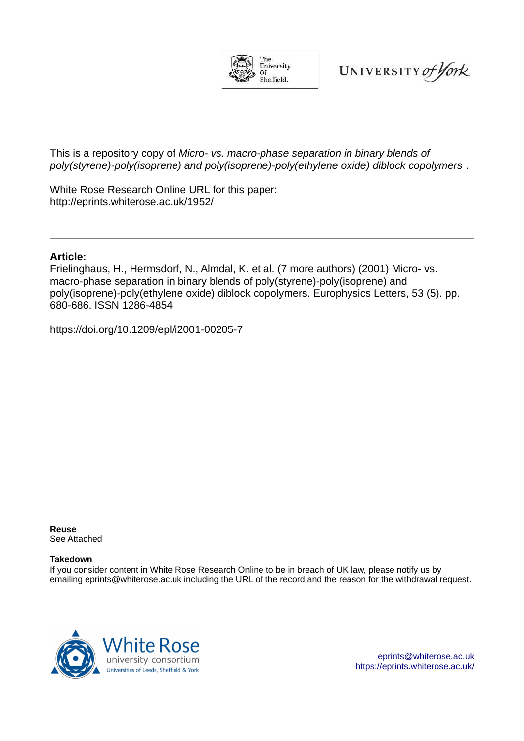This is a repository copy of *Micro- vs. macro-phase separation in binary blends of poly(styrene)-poly(isoprene) and poly(isoprene)-poly(ethylene oxide) diblock copolymers* .

White Rose Research Online URL for this paper:
http://eprints.whiterose.ac.uk/1952/

---

**Article:**

Frielinghaus, H., Hermsdorf, N., Almdal, K. et al. (7 more authors) (2001) Micro- vs. macro-phase separation in binary blends of poly(styrene)-poly(isoprene) and poly(isoprene)-poly(ethylene oxide) diblock copolymers. Europhysics Letters, 53 (5). pp. 680-686. ISSN 1286-4854

https://doi.org/10.1209/epl/i2001-00205-7

---

**Reuse**

See Attached

**Takedown**

If you consider content in White Rose Research Online to be in breach of UK law, please notify us by emailing eprints@whiterose.ac.uk including the URL of the record and the reason for the withdrawal request.

White Rose university consortium
Universities of Leeds, Sheffield & York

eprints@whiterose.ac.uk
https://eprints.whiterose.ac.uk/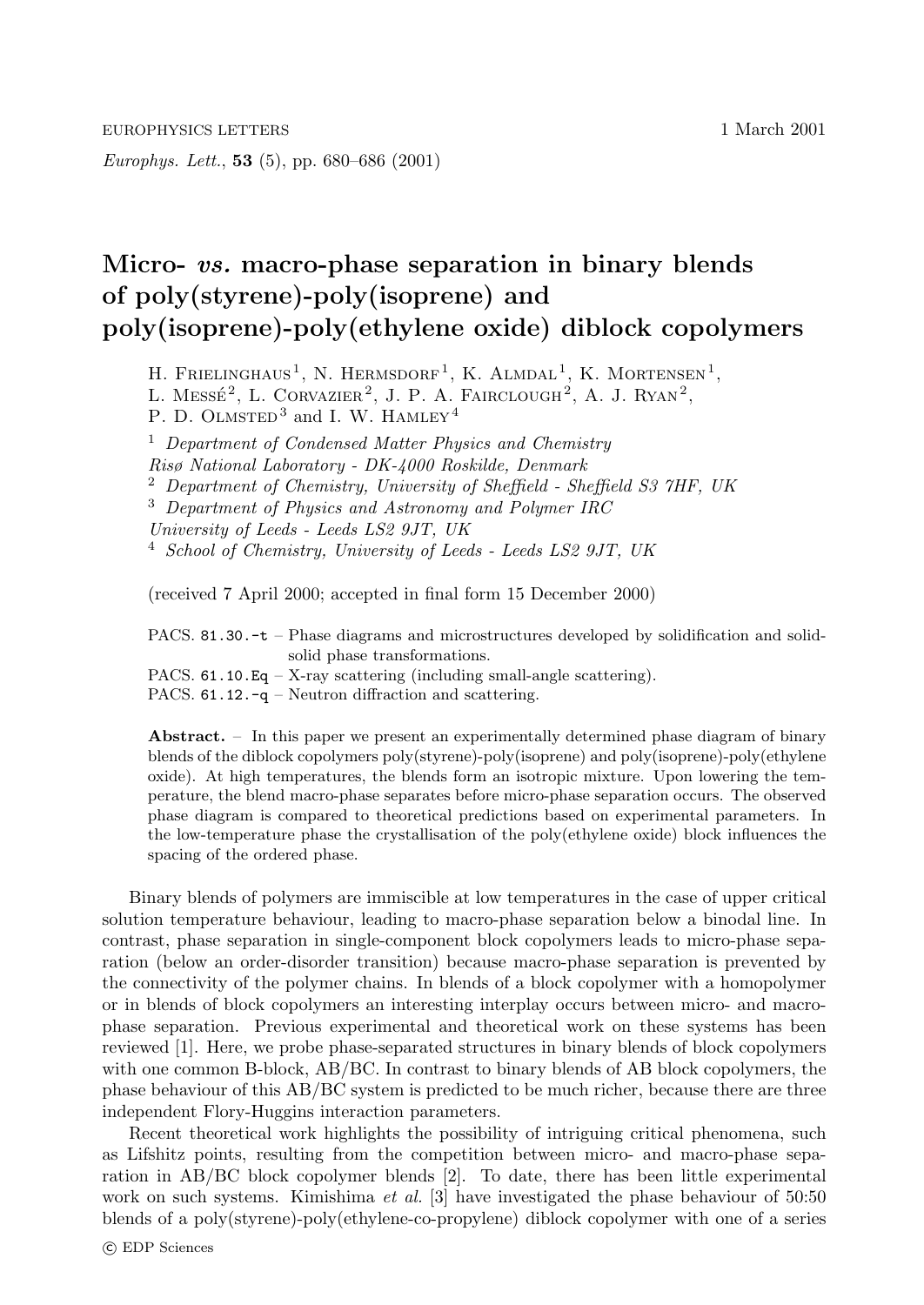EUROPHYSICS LETTERS 1 March 2001

*Europhys. Lett.*, **53** (5), pp. 680–686 (2001)

# Micro- *vs.* macro-phase separation in binary blends of poly(styrene)-poly(isoprene) and poly(isoprene)-poly(ethylene oxide) diblock copolymers

H. Frielinghaus[1], N. Hermsdorf[1], K. Almdal[1], K. Mortensen[1], L. Messé[2], L. Corvazier[2], J. P. A. Fairclough[2], A. J. Ryan[2], P. D. Olmsted[3] and I. W. Hamley[4]

[1] *Department of Condensed Matter Physics and Chemistry*
*Risø National Laboratory - DK-4000 Roskilde, Denmark*
[2] *Department of Chemistry, University of Sheffield - Sheffield S3 7HF, UK*
[3] *Department of Physics and Astronomy and Polymer IRC*
*University of Leeds - Leeds LS2 9JT, UK*
[4] *School of Chemistry, University of Leeds - Leeds LS2 9JT, UK*

(received 7 April 2000; accepted in final form 15 December 2000)

PACS. 81.30.-t – Phase diagrams and microstructures developed by solidification and solid-solid phase transformations.
PACS. 61.10.Eq – X-ray scattering (including small-angle scattering).
PACS. 61.12.-q – Neutron diffraction and scattering.

**Abstract.** – In this paper we present an experimentally determined phase diagram of binary blends of the diblock copolymers poly(styrene)-poly(isoprene) and poly(isoprene)-poly(ethylene oxide). At high temperatures, the blends form an isotropic mixture. Upon lowering the temperature, the blend macro-phase separates before micro-phase separation occurs. The observed phase diagram is compared to theoretical predictions based on experimental parameters. In the low-temperature phase the crystallisation of the poly(ethylene oxide) block influences the spacing of the ordered phase.

Binary blends of polymers are immiscible at low temperatures in the case of upper critical solution temperature behaviour, leading to macro-phase separation below a binodal line. In contrast, phase separation in single-component block copolymers leads to micro-phase separation (below an order-disorder transition) because macro-phase separation is prevented by the connectivity of the polymer chains. In blends of a block copolymer with a homopolymer or in blends of block copolymers an interesting interplay occurs between micro- and macro-phase separation. Previous experimental and theoretical work on these systems has been reviewed [1]. Here, we probe phase-separated structures in binary blends of block copolymers with one common B-block, AB/BC. In contrast to binary blends of AB block copolymers, the phase behaviour of this AB/BC system is predicted to be much richer, because there are three independent Flory-Huggins interaction parameters.

Recent theoretical work highlights the possibility of intriguing critical phenomena, such as Lifshitz points, resulting from the competition between micro- and macro-phase separation in AB/BC block copolymer blends [2]. To date, there has been little experimental work on such systems. Kimishima *et al.* [3] have investigated the phase behaviour of 50:50 blends of a poly(styrene)-poly(ethylene-co-propylene) diblock copolymer with one of a series

© EDP Sciences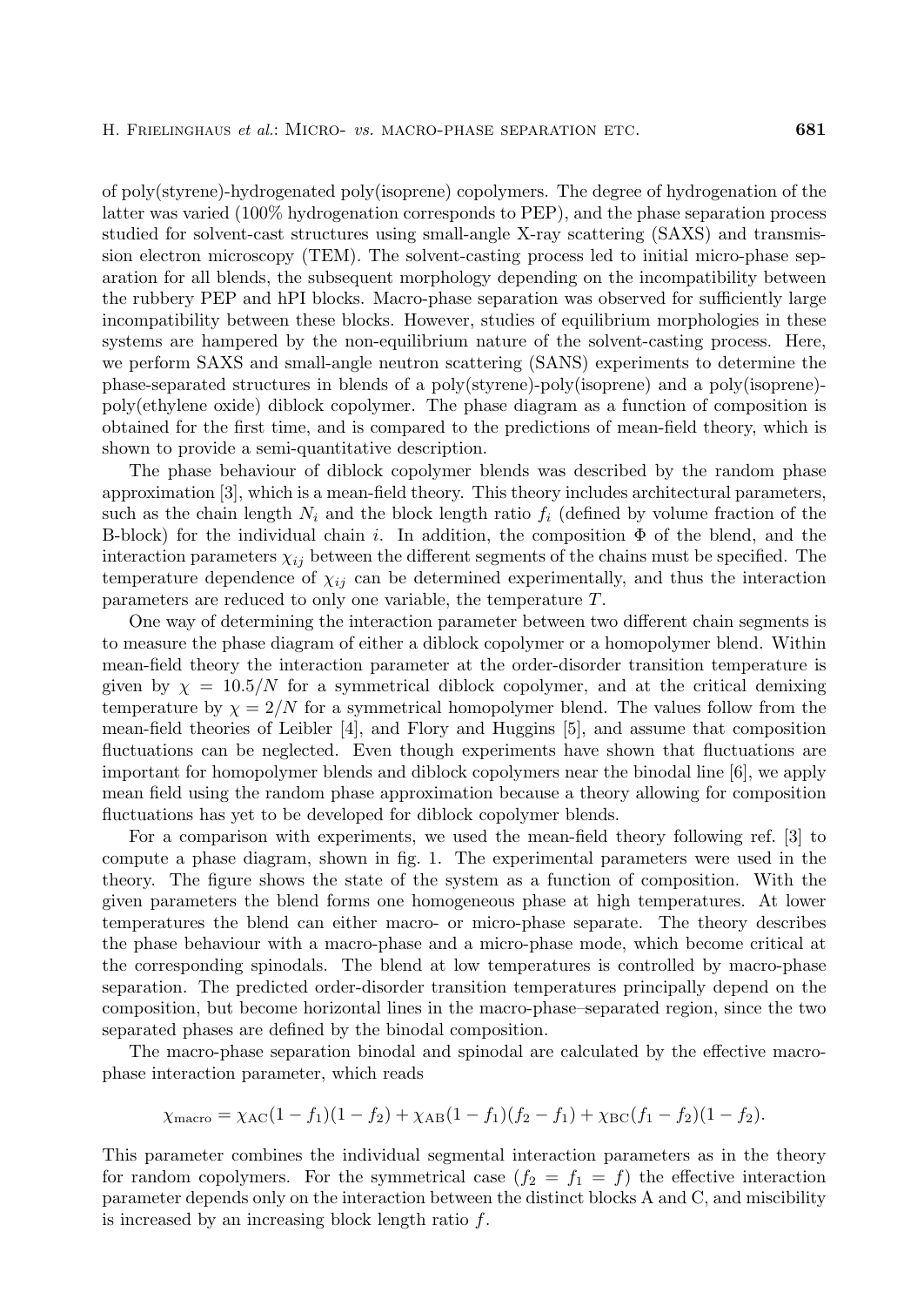of poly(styrene)-hydrogenated poly(isoprene) copolymers. The degree of hydrogenation of the latter was varied (100% hydrogenation corresponds to PEP), and the phase separation process studied for solvent-cast structures using small-angle X-ray scattering (SAXS) and transmission electron microscopy (TEM). The solvent-casting process led to initial micro-phase separation for all blends, the subsequent morphology depending on the incompatibility between the rubbery PEP and hPI blocks. Macro-phase separation was observed for sufficiently large incompatibility between these blocks. However, studies of equilibrium morphologies in these systems are hampered by the non-equilibrium nature of the solvent-casting process. Here, we perform SAXS and small-angle neutron scattering (SANS) experiments to determine the phase-separated structures in blends of a poly(styrene)-poly(isoprene) and a poly(isoprene)-poly(ethylene oxide) diblock copolymer. The phase diagram as a function of composition is obtained for the first time, and is compared to the predictions of mean-field theory, which is shown to provide a semi-quantitative description.

The phase behaviour of diblock copolymer blends was described by the random phase approximation [3], which is a mean-field theory. This theory includes architectural parameters, such as the chain length $N_i$ and the block length ratio $f_i$ (defined by volume fraction of the B-block) for the individual chain $i$. In addition, the composition $\Phi$ of the blend, and the interaction parameters $\chi_{ij}$ between the different segments of the chains must be specified. The temperature dependence of $\chi_{ij}$ can be determined experimentally, and thus the interaction parameters are reduced to only one variable, the temperature $T$.

One way of determining the interaction parameter between two different chain segments is to measure the phase diagram of either a diblock copolymer or a homopolymer blend. Within mean-field theory the interaction parameter at the order-disorder transition temperature is given by $\chi = 10.5/N$ for a symmetrical diblock copolymer, and at the critical demixing temperature by $\chi = 2/N$ for a symmetrical homopolymer blend. The values follow from the mean-field theories of Leibler [4], and Flory and Huggins [5], and assume that composition fluctuations can be neglected. Even though experiments have shown that fluctuations are important for homopolymer blends and diblock copolymers near the binodal line [6], we apply mean field using the random phase approximation because a theory allowing for composition fluctuations has yet to be developed for diblock copolymer blends.

For a comparison with experiments, we used the mean-field theory following ref. [3] to compute a phase diagram, shown in fig. 1. The experimental parameters were used in the theory. The figure shows the state of the system as a function of composition. With the given parameters the blend forms one homogeneous phase at high temperatures. At lower temperatures the blend can either macro- or micro-phase separate. The theory describes the phase behaviour with a macro-phase and a micro-phase mode, which become critical at the corresponding spinodals. The blend at low temperatures is controlled by macro-phase separation. The predicted order-disorder transition temperatures principally depend on the composition, but become horizontal lines in the macro-phase–separated region, since the two separated phases are defined by the binodal composition.

The macro-phase separation binodal and spinodal are calculated by the effective macro-phase interaction parameter, which reads

$$\chi_{\text{macro}} = \chi_{\text{AC}}(1 - f_1)(1 - f_2) + \chi_{\text{AB}}(1 - f_1)(f_2 - f_1) + \chi_{\text{BC}}(f_1 - f_2)(1 - f_2).$$

This parameter combines the individual segmental interaction parameters as in the theory for random copolymers. For the symmetrical case ($f_2 = f_1 = f$) the effective interaction parameter depends only on the interaction between the distinct blocks A and C, and miscibility is increased by an increasing block length ratio $f$.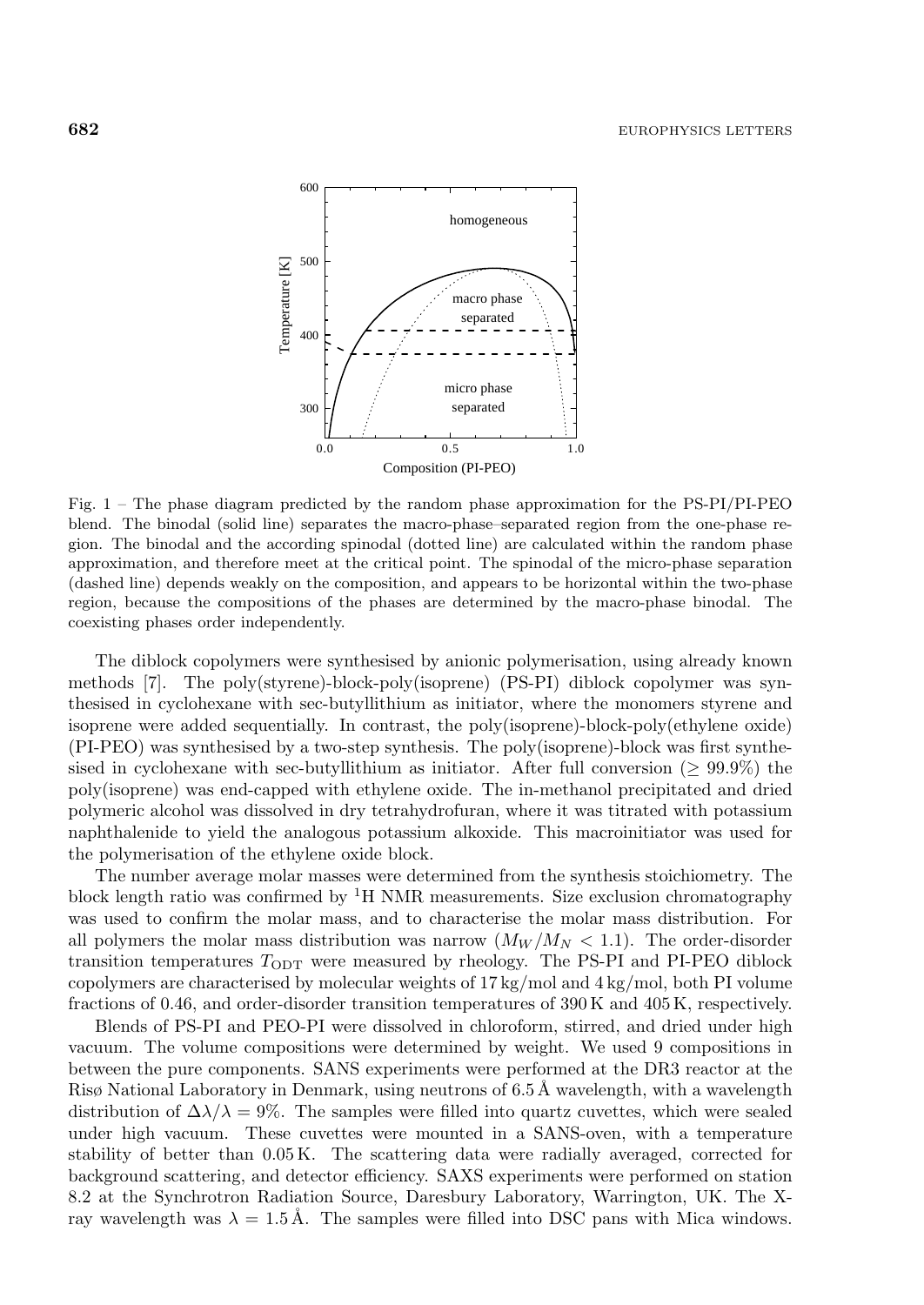Fig. 1 – The phase diagram predicted by the random phase approximation for the PS-PI/PI-PEO blend. The binodal (solid line) separates the macro-phase–separated region from the one-phase region. The binodal and the according spinodal (dotted line) are calculated within the random phase approximation, and therefore meet at the critical point. The spinodal of the micro-phase separation (dashed line) depends weakly on the composition, and appears to be horizontal within the two-phase region, because the compositions of the phases are determined by the macro-phase binodal. The coexisting phases order independently.

The diblock copolymers were synthesised by anionic polymerisation, using already known methods [7]. The poly(styrene)-block-poly(isoprene) (PS-PI) diblock copolymer was synthesised in cyclohexane with sec-butyllithium as initiator, where the monomers styrene and isoprene were added sequentially. In contrast, the poly(isoprene)-block-poly(ethylene oxide) (PI-PEO) was synthesised by a two-step synthesis. The poly(isoprene)-block was first synthesised in cyclohexane with sec-butyllithium as initiator. After full conversion ($\geq 99.9\%$) the poly(isoprene) was end-capped with ethylene oxide. The in-methanol precipitated and dried polymeric alcohol was dissolved in dry tetrahydrofuran, where it was titrated with potassium naphthalenide to yield the analogous potassium alkoxide. This macroinitiator was used for the polymerisation of the ethylene oxide block.

The number average molar masses were determined from the synthesis stoichiometry. The block length ratio was confirmed by $^{1}$H NMR measurements. Size exclusion chromatography was used to confirm the molar mass, and to characterise the molar mass distribution. For all polymers the molar mass distribution was narrow ($M_W/M_N < 1.1$). The order-disorder transition temperatures $T_{\mathrm{ODT}}$ were measured by rheology. The PS-PI and PI-PEO diblock copolymers are characterised by molecular weights of 17 kg/mol and 4 kg/mol, both PI volume fractions of 0.46, and order-disorder transition temperatures of 390 K and 405 K, respectively.

Blends of PS-PI and PEO-PI were dissolved in chloroform, stirred, and dried under high vacuum. The volume compositions were determined by weight. We used 9 compositions in between the pure components. SANS experiments were performed at the DR3 reactor at the Risø National Laboratory in Denmark, using neutrons of 6.5 Å wavelength, with a wavelength distribution of $\Delta\lambda/\lambda = 9\%$. The samples were filled into quartz cuvettes, which were sealed under high vacuum. These cuvettes were mounted in a SANS-oven, with a temperature stability of better than 0.05 K. The scattering data were radially averaged, corrected for background scattering, and detector efficiency. SAXS experiments were performed on station 8.2 at the Synchrotron Radiation Source, Daresbury Laboratory, Warrington, UK. The X-ray wavelength was $\lambda = 1.5$ Å. The samples were filled into DSC pans with Mica windows.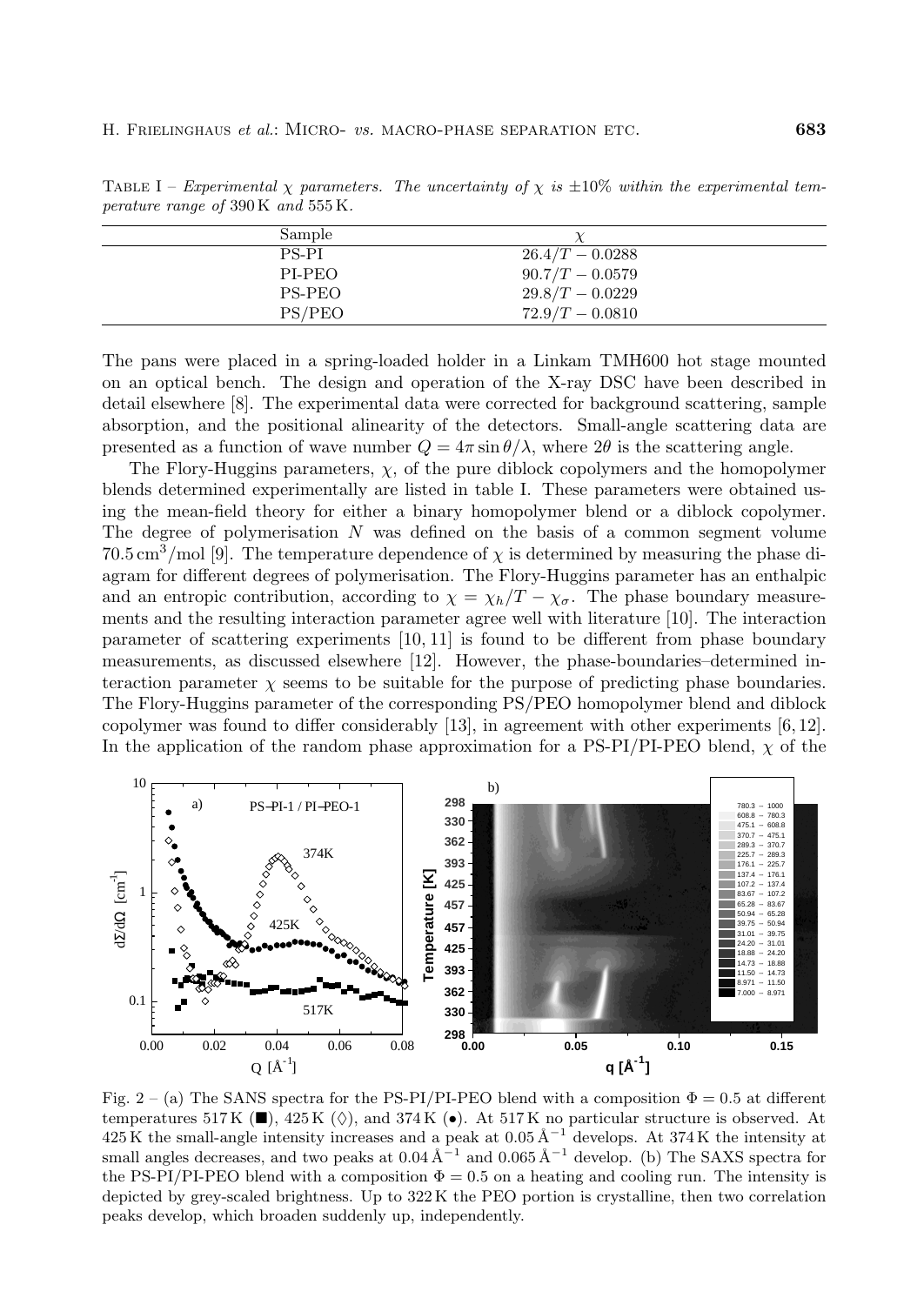TABLE I – *Experimental $\chi$ parameters. The uncertainty of $\chi$ is $\pm 10\%$ within the experimental temperature range of* 390 K *and* 555 K.

| Sample | $\chi$ |
|---|---|
| PS-PI | $26.4/T - 0.0288$ |
| PI-PEO | $90.7/T - 0.0579$ |
| PS-PEO | $29.8/T - 0.0229$ |
| PS/PEO | $72.9/T - 0.0810$ |

The pans were placed in a spring-loaded holder in a Linkam TMH600 hot stage mounted on an optical bench. The design and operation of the X-ray DSC have been described in detail elsewhere [8]. The experimental data were corrected for background scattering, sample absorption, and the positional alinearity of the detectors. Small-angle scattering data are presented as a function of wave number $Q = 4\pi \sin\theta/\lambda$, where $2\theta$ is the scattering angle.

The Flory-Huggins parameters, $\chi$, of the pure diblock copolymers and the homopolymer blends determined experimentally are listed in table I. These parameters were obtained using the mean-field theory for either a binary homopolymer blend or a diblock copolymer. The degree of polymerisation $N$ was defined on the basis of a common segment volume $70.5\,\text{cm}^3/\text{mol}$ [9]. The temperature dependence of $\chi$ is determined by measuring the phase diagram for different degrees of polymerisation. The Flory-Huggins parameter has an enthalpic and an entropic contribution, according to $\chi = \chi_h/T - \chi_\sigma$. The phase boundary measurements and the resulting interaction parameter agree well with literature [10]. The interaction parameter of scattering experiments [10, 11] is found to be different from phase boundary measurements, as discussed elsewhere [12]. However, the phase-boundaries–determined interaction parameter $\chi$ seems to be suitable for the purpose of predicting phase boundaries. The Flory-Huggins parameter of the corresponding PS/PEO homopolymer blend and diblock copolymer was found to differ considerably [13], in agreement with other experiments [6, 12]. In the application of the random phase approximation for a PS-PI/PI-PEO blend, $\chi$ of the

Fig. 2 – (a) The SANS spectra for the PS-PI/PI-PEO blend with a composition $\Phi = 0.5$ at different temperatures 517 K (■), 425 K (◊), and 374 K (•). At 517 K no particular structure is observed. At 425 K the small-angle intensity increases and a peak at $0.05\,\text{Å}^{-1}$ develops. At 374 K the intensity at small angles decreases, and two peaks at $0.04\,\text{Å}^{-1}$ and $0.065\,\text{Å}^{-1}$ develop. (b) The SAXS spectra for the PS-PI/PI-PEO blend with a composition $\Phi = 0.5$ on a heating and cooling run. The intensity is depicted by grey-scaled brightness. Up to 322 K the PEO portion is crystalline, then two correlation peaks develop, which broaden suddenly up, independently.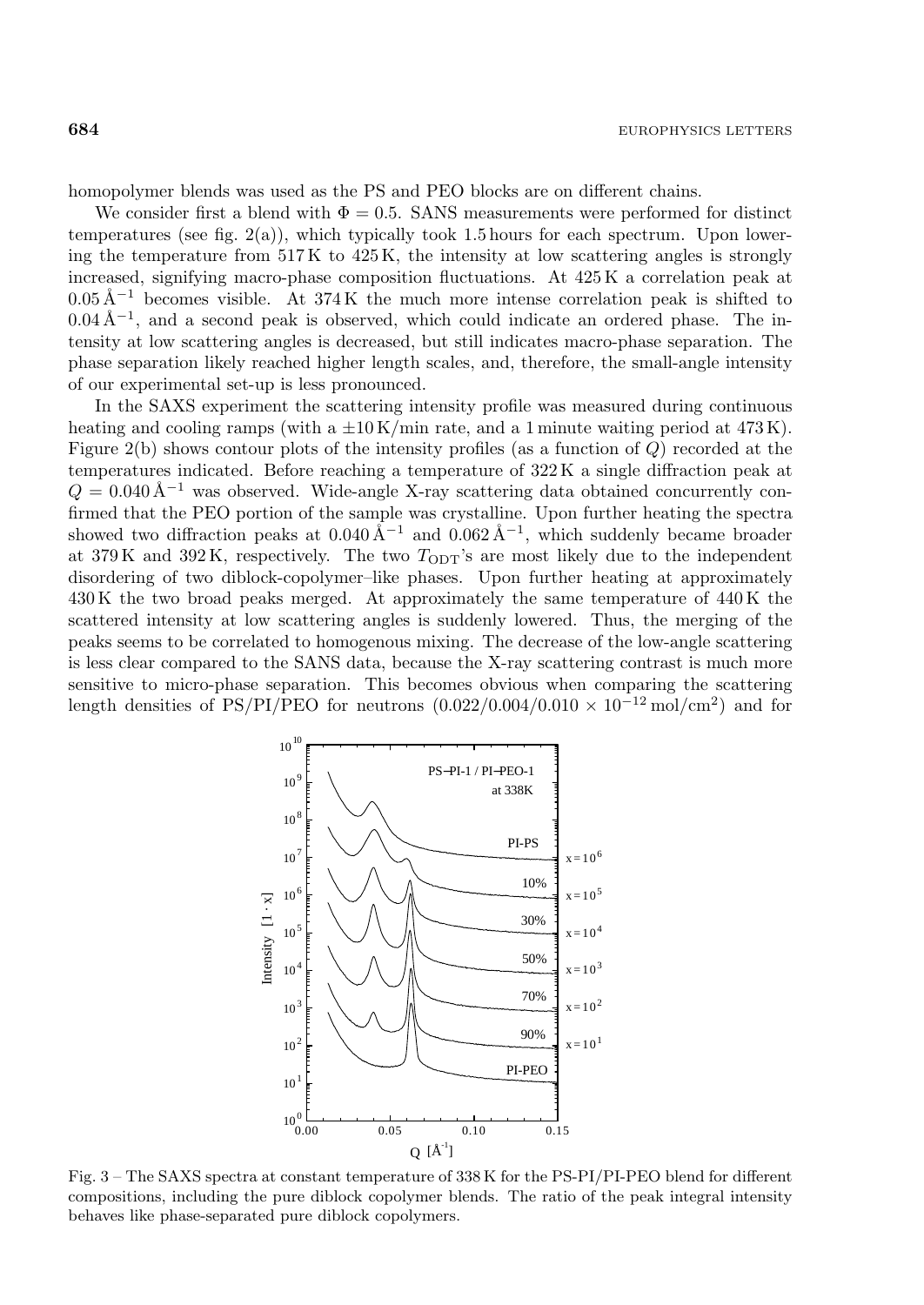homopolymer blends was used as the PS and PEO blocks are on different chains.

We consider first a blend with $\Phi = 0.5$. SANS measurements were performed for distinct temperatures (see fig. 2(a)), which typically took 1.5 hours for each spectrum. Upon lowering the temperature from 517 K to 425 K, the intensity at low scattering angles is strongly increased, signifying macro-phase composition fluctuations. At 425 K a correlation peak at $0.05\,\text{Å}^{-1}$ becomes visible. At 374 K the much more intense correlation peak is shifted to $0.04\,\text{Å}^{-1}$, and a second peak is observed, which could indicate an ordered phase. The intensity at low scattering angles is decreased, but still indicates macro-phase separation. The phase separation likely reached higher length scales, and, therefore, the small-angle intensity of our experimental set-up is less pronounced.

In the SAXS experiment the scattering intensity profile was measured during continuous heating and cooling ramps (with a $\pm 10$ K/min rate, and a 1 minute waiting period at 473 K). Figure 2(b) shows contour plots of the intensity profiles (as a function of $Q$) recorded at the temperatures indicated. Before reaching a temperature of 322 K a single diffraction peak at $Q = 0.040\,\text{Å}^{-1}$ was observed. Wide-angle X-ray scattering data obtained concurrently confirmed that the PEO portion of the sample was crystalline. Upon further heating the spectra showed two diffraction peaks at $0.040\,\text{Å}^{-1}$ and $0.062\,\text{Å}^{-1}$, which suddenly became broader at 379 K and 392 K, respectively. The two $T_{\text{ODT}}$'s are most likely due to the independent disordering of two diblock-copolymer–like phases. Upon further heating at approximately 430 K the two broad peaks merged. At approximately the same temperature of 440 K the scattered intensity at low scattering angles is suddenly lowered. Thus, the merging of the peaks seems to be correlated to homogenous mixing. The decrease of the low-angle scattering is less clear compared to the SANS data, because the X-ray scattering contrast is much more sensitive to micro-phase separation. This becomes obvious when comparing the scattering length densities of PS/PI/PEO for neutrons $(0.022/0.004/0.010 \times 10^{-12}\,\text{mol/cm}^2)$ and for

Fig. 3 – The SAXS spectra at constant temperature of 338 K for the PS-PI/PI-PEO blend for different compositions, including the pure diblock copolymer blends. The ratio of the peak integral intensity behaves like phase-separated pure diblock copolymers.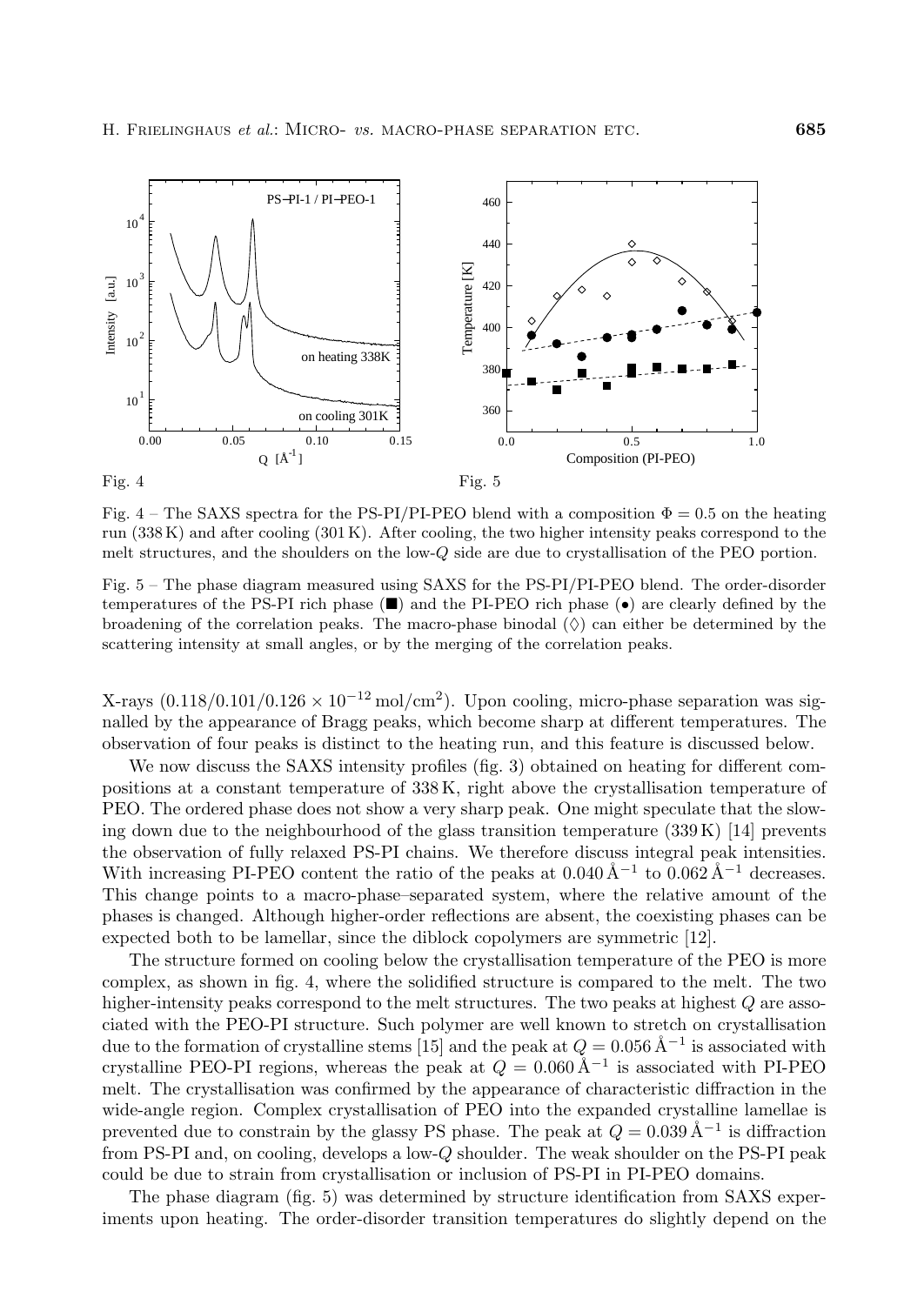Fig. 4

Fig. 5

Fig. 4 – The SAXS spectra for the PS-PI/PI-PEO blend with a composition $\Phi = 0.5$ on the heating run (338 K) and after cooling (301 K). After cooling, the two higher intensity peaks correspond to the melt structures, and the shoulders on the low-$Q$ side are due to crystallisation of the PEO portion.

Fig. 5 – The phase diagram measured using SAXS for the PS-PI/PI-PEO blend. The order-disorder temperatures of the PS-PI rich phase (■) and the PI-PEO rich phase (•) are clearly defined by the broadening of the correlation peaks. The macro-phase binodal (◊) can either be determined by the scattering intensity at small angles, or by the merging of the correlation peaks.

X-rays ($0.118/0.101/0.126 \times 10^{-12}\,\mathrm{mol/cm^2}$). Upon cooling, micro-phase separation was signalled by the appearance of Bragg peaks, which become sharp at different temperatures. The observation of four peaks is distinct to the heating run, and this feature is discussed below.

We now discuss the SAXS intensity profiles (fig. 3) obtained on heating for different compositions at a constant temperature of 338 K, right above the crystallisation temperature of PEO. The ordered phase does not show a very sharp peak. One might speculate that the slowing down due to the neighbourhood of the glass transition temperature (339 K) [14] prevents the observation of fully relaxed PS-PI chains. We therefore discuss integral peak intensities. With increasing PI-PEO content the ratio of the peaks at $0.040\,\text{Å}^{-1}$ to $0.062\,\text{Å}^{-1}$ decreases. This change points to a macro-phase–separated system, where the relative amount of the phases is changed. Although higher-order reflections are absent, the coexisting phases can be expected both to be lamellar, since the diblock copolymers are symmetric [12].

The structure formed on cooling below the crystallisation temperature of the PEO is more complex, as shown in fig. 4, where the solidified structure is compared to the melt. The two higher-intensity peaks correspond to the melt structures. The two peaks at highest $Q$ are associated with the PEO-PI structure. Such polymer are well known to stretch on crystallisation due to the formation of crystalline stems [15] and the peak at $Q = 0.056\,\text{Å}^{-1}$ is associated with crystalline PEO-PI regions, whereas the peak at $Q = 0.060\,\text{Å}^{-1}$ is associated with PI-PEO melt. The crystallisation was confirmed by the appearance of characteristic diffraction in the wide-angle region. Complex crystallisation of PEO into the expanded crystalline lamellae is prevented due to constrain by the glassy PS phase. The peak at $Q = 0.039\,\text{Å}^{-1}$ is diffraction from PS-PI and, on cooling, develops a low-$Q$ shoulder. The weak shoulder on the PS-PI peak could be due to strain from crystallisation or inclusion of PS-PI in PI-PEO domains.

The phase diagram (fig. 5) was determined by structure identification from SAXS experiments upon heating. The order-disorder transition temperatures do slightly depend on the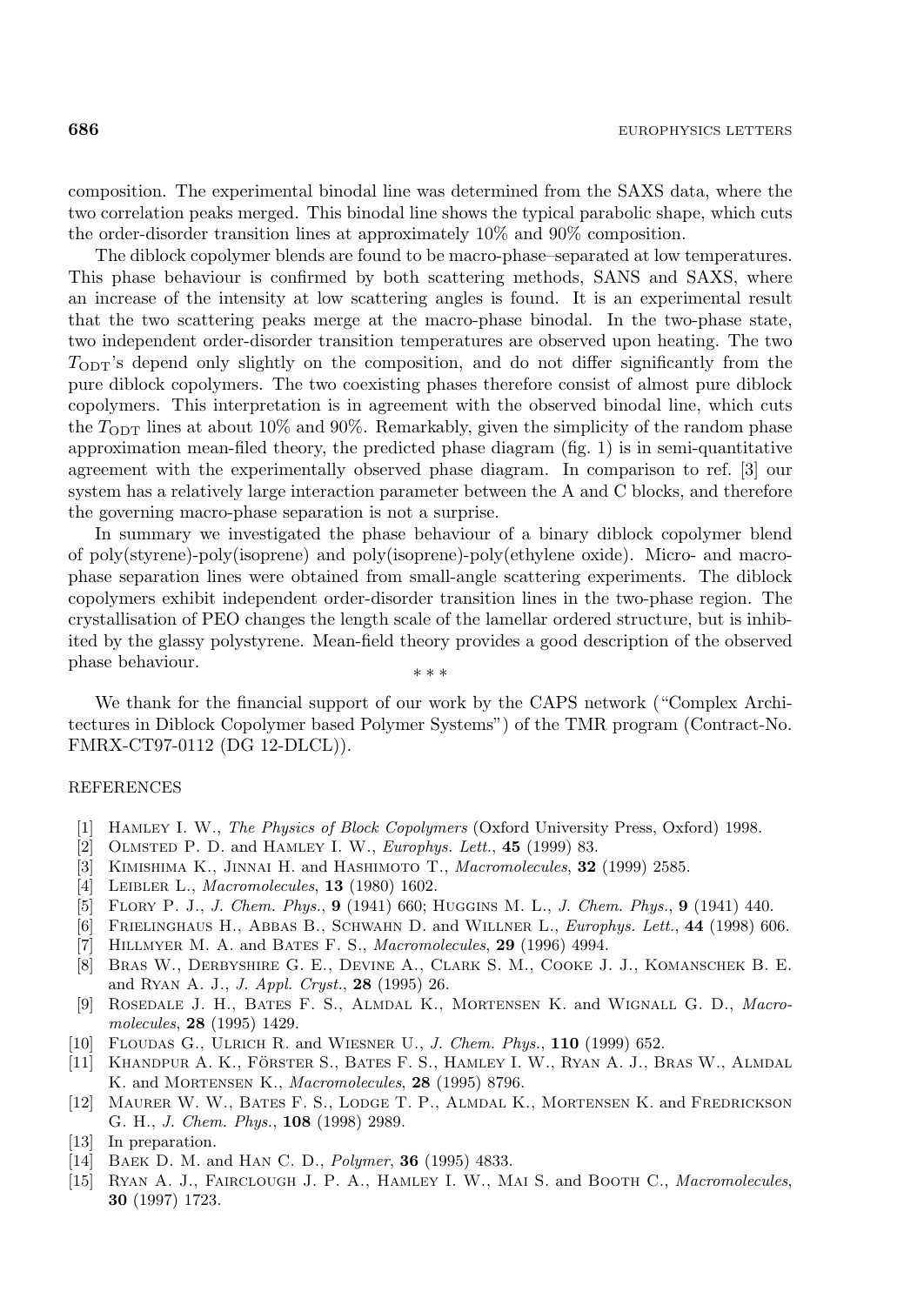composition. The experimental binodal line was determined from the SAXS data, where the two correlation peaks merged. This binodal line shows the typical parabolic shape, which cuts the order-disorder transition lines at approximately 10% and 90% composition.

The diblock copolymer blends are found to be macro-phase–separated at low temperatures. This phase behaviour is confirmed by both scattering methods, SANS and SAXS, where an increase of the intensity at low scattering angles is found. It is an experimental result that the two scattering peaks merge at the macro-phase binodal. In the two-phase state, two independent order-disorder transition temperatures are observed upon heating. The two $T_{\mathrm{ODT}}$'s depend only slightly on the composition, and do not differ significantly from the pure diblock copolymers. The two coexisting phases therefore consist of almost pure diblock copolymers. This interpretation is in agreement with the observed binodal line, which cuts the $T_{\mathrm{ODT}}$ lines at about 10% and 90%. Remarkably, given the simplicity of the random phase approximation mean-filed theory, the predicted phase diagram (fig. 1) is in semi-quantitative agreement with the experimentally observed phase diagram. In comparison to ref. [3] our system has a relatively large interaction parameter between the A and C blocks, and therefore the governing macro-phase separation is not a surprise.

In summary we investigated the phase behaviour of a binary diblock copolymer blend of poly(styrene)-poly(isoprene) and poly(isoprene)-poly(ethylene oxide). Micro- and macro-phase separation lines were obtained from small-angle scattering experiments. The diblock copolymers exhibit independent order-disorder transition lines in the two-phase region. The crystallisation of PEO changes the length scale of the lamellar ordered structure, but is inhibited by the glassy polystyrene. Mean-field theory provides a good description of the observed phase behaviour.

\* \* \*

We thank for the financial support of our work by the CAPS network ("Complex Architectures in Diblock Copolymer based Polymer Systems") of the TMR program (Contract-No. FMRX-CT97-0112 (DG 12-DLCL)).

REFERENCES

[1] Hamley I. W., *The Physics of Block Copolymers* (Oxford University Press, Oxford) 1998.

[2] Olmsted P. D. and Hamley I. W., *Europhys. Lett.*, **45** (1999) 83.

[3] Kimishima K., Jinnai H. and Hashimoto T., *Macromolecules*, **32** (1999) 2585.

[4] Leibler L., *Macromolecules*, **13** (1980) 1602.

[5] Flory P. J., *J. Chem. Phys.*, **9** (1941) 660; Huggins M. L., *J. Chem. Phys.*, **9** (1941) 440.

[6] Frielinghaus H., Abbas B., Schwahn D. and Willner L., *Europhys. Lett.*, **44** (1998) 606.

[7] Hillmyer M. A. and Bates F. S., *Macromolecules*, **29** (1996) 4994.

[8] Bras W., Derbyshire G. E., Devine A., Clark S. M., Cooke J. J., Komanschek B. E. and Ryan A. J., *J. Appl. Cryst.*, **28** (1995) 26.

[9] Rosedale J. H., Bates F. S., Almdal K., Mortensen K. and Wignall G. D., *Macromolecules*, **28** (1995) 1429.

[10] Floudas G., Ulrich R. and Wiesner U., *J. Chem. Phys.*, **110** (1999) 652.

[11] Khandpur A. K., Förster S., Bates F. S., Hamley I. W., Ryan A. J., Bras W., Almdal K. and Mortensen K., *Macromolecules*, **28** (1995) 8796.

[12] Maurer W. W., Bates F. S., Lodge T. P., Almdal K., Mortensen K. and Fredrickson G. H., *J. Chem. Phys.*, **108** (1998) 2989.

[13] In preparation.

[14] Baek D. M. and Han C. D., *Polymer*, **36** (1995) 4833.

[15] Ryan A. J., Fairclough J. P. A., Hamley I. W., Mai S. and Booth C., *Macromolecules*, **30** (1997) 1723.